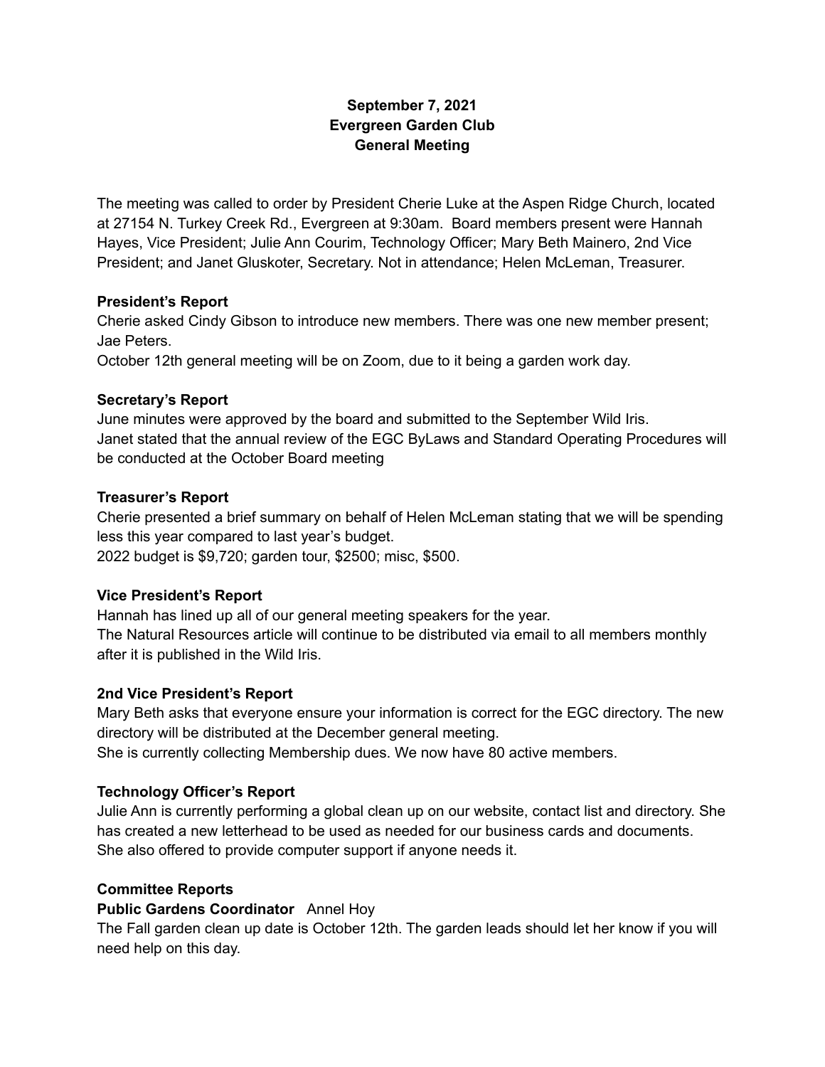**September 7, 2021**
**Evergreen Garden Club**
**General Meeting**

The meeting was called to order by President Cherie Luke at the Aspen Ridge Church, located at 27154 N. Turkey Creek Rd., Evergreen at 9:30am. Board members present were Hannah Hayes, Vice President; Julie Ann Courim, Technology Officer; Mary Beth Mainero, 2nd Vice President; and Janet Gluskoter, Secretary. Not in attendance; Helen McLeman, Treasurer.

**President's Report**
Cherie asked Cindy Gibson to introduce new members. There was one new member present; Jae Peters.
October 12th general meeting will be on Zoom, due to it being a garden work day.

**Secretary's Report**
June minutes were approved by the board and submitted to the September Wild Iris.
Janet stated that the annual review of the EGC ByLaws and Standard Operating Procedures will be conducted at the October Board meeting

**Treasurer's Report**
Cherie presented a brief summary on behalf of Helen McLeman stating that we will be spending less this year compared to last year's budget.
2022 budget is $9,720; garden tour, $2500; misc, $500.

**Vice President's Report**
Hannah has lined up all of our general meeting speakers for the year.
The Natural Resources article will continue to be distributed via email to all members monthly after it is published in the Wild Iris.

**2nd Vice President's Report**
Mary Beth asks that everyone ensure your information is correct for the EGC directory. The new directory will be distributed at the December general meeting.
She is currently collecting Membership dues. We now have 80 active members.

**Technology Officer's Report**
Julie Ann is currently performing a global clean up on our website, contact list and directory. She has created a new letterhead to be used as needed for our business cards and documents. She also offered to provide computer support if anyone needs it.

**Committee Reports**
**Public Gardens Coordinator** Annel Hoy
The Fall garden clean up date is October 12th. The garden leads should let her know if you will need help on this day.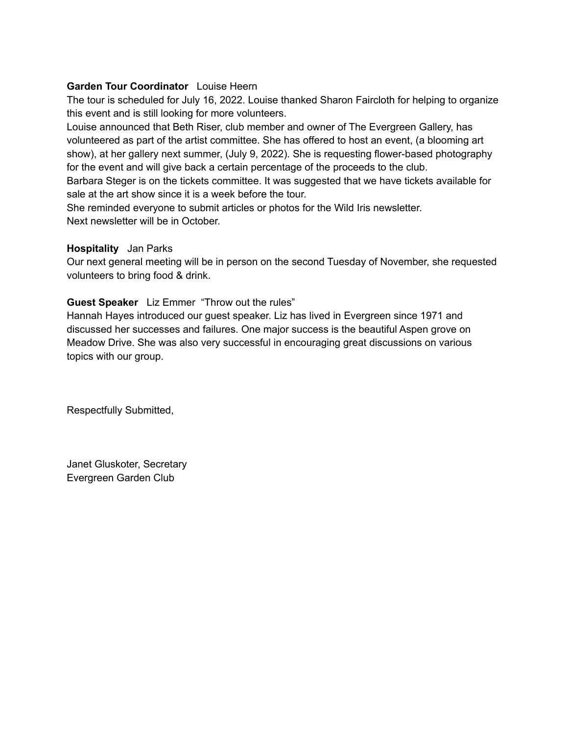**Garden Tour Coordinator** Louise Heern

The tour is scheduled for July 16, 2022. Louise thanked Sharon Faircloth for helping to organize this event and is still looking for more volunteers.

Louise announced that Beth Riser, club member and owner of The Evergreen Gallery, has volunteered as part of the artist committee. She has offered to host an event, (a blooming art show), at her gallery next summer, (July 9, 2022). She is requesting flower-based photography for the event and will give back a certain percentage of the proceeds to the club.

Barbara Steger is on the tickets committee. It was suggested that we have tickets available for sale at the art show since it is a week before the tour.

She reminded everyone to submit articles or photos for the Wild Iris newsletter.

Next newsletter will be in October.

**Hospitality** Jan Parks

Our next general meeting will be in person on the second Tuesday of November, she requested volunteers to bring food & drink.

**Guest Speaker** Liz Emmer "Throw out the rules"

Hannah Hayes introduced our guest speaker. Liz has lived in Evergreen since 1971 and discussed her successes and failures. One major success is the beautiful Aspen grove on Meadow Drive. She was also very successful in encouraging great discussions on various topics with our group.

Respectfully Submitted,

Janet Gluskoter, Secretary
Evergreen Garden Club